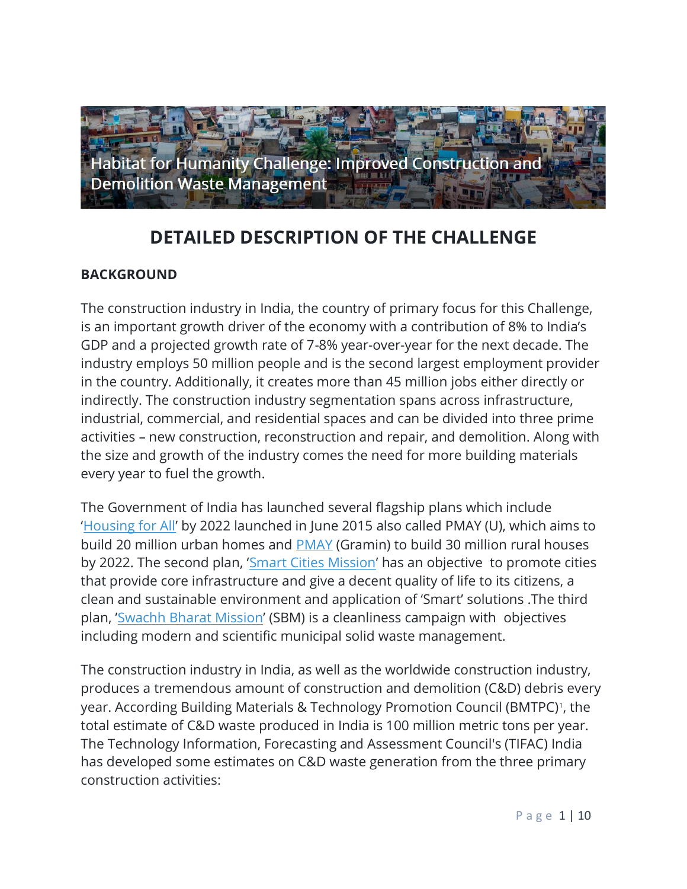# Habitat for Humanity Challenge: Improved Construction and Demolition Waste Management

## DETAILED DESCRIPTION OF THE CHALLENGE

### BACKGROUND

The construction industry in India, the country of primary focus for this Challenge, is an important growth driver of the economy with a contribution of 8% to India's GDP and a projected growth rate of 7-8% year-over-year for the next decade. The industry employs 50 million people and is the second largest employment provider in the country. Additionally, it creates more than 45 million jobs either directly or indirectly. The construction industry segmentation spans across infrastructure, industrial, commercial, and residential spaces and can be divided into three prime activities – new construction, reconstruction and repair, and demolition. Along with the size and growth of the industry comes the need for more building materials every year to fuel the growth.

The Government of India has launched several flagship plans which include 'Housing for All' by 2022 launched in June 2015 also called PMAY (U), which aims to build 20 million urban homes and PMAY (Gramin) to build 30 million rural houses by 2022. The second plan, 'Smart Cities Mission' has an objective to promote cities that provide core infrastructure and give a decent quality of life to its citizens, a clean and sustainable environment and application of 'Smart' solutions .The third plan, 'Swachh Bharat Mission' (SBM) is a cleanliness campaign with objectives including modern and scientific municipal solid waste management.

The construction industry in India, as well as the worldwide construction industry, produces a tremendous amount of construction and demolition (C&D) debris every year. According Building Materials & Technology Promotion Council (BMTPC)[1], the total estimate of C&D waste produced in India is 100 million metric tons per year. The Technology Information, Forecasting and Assessment Council's (TIFAC) India has developed some estimates on C&D waste generation from the three primary construction activities: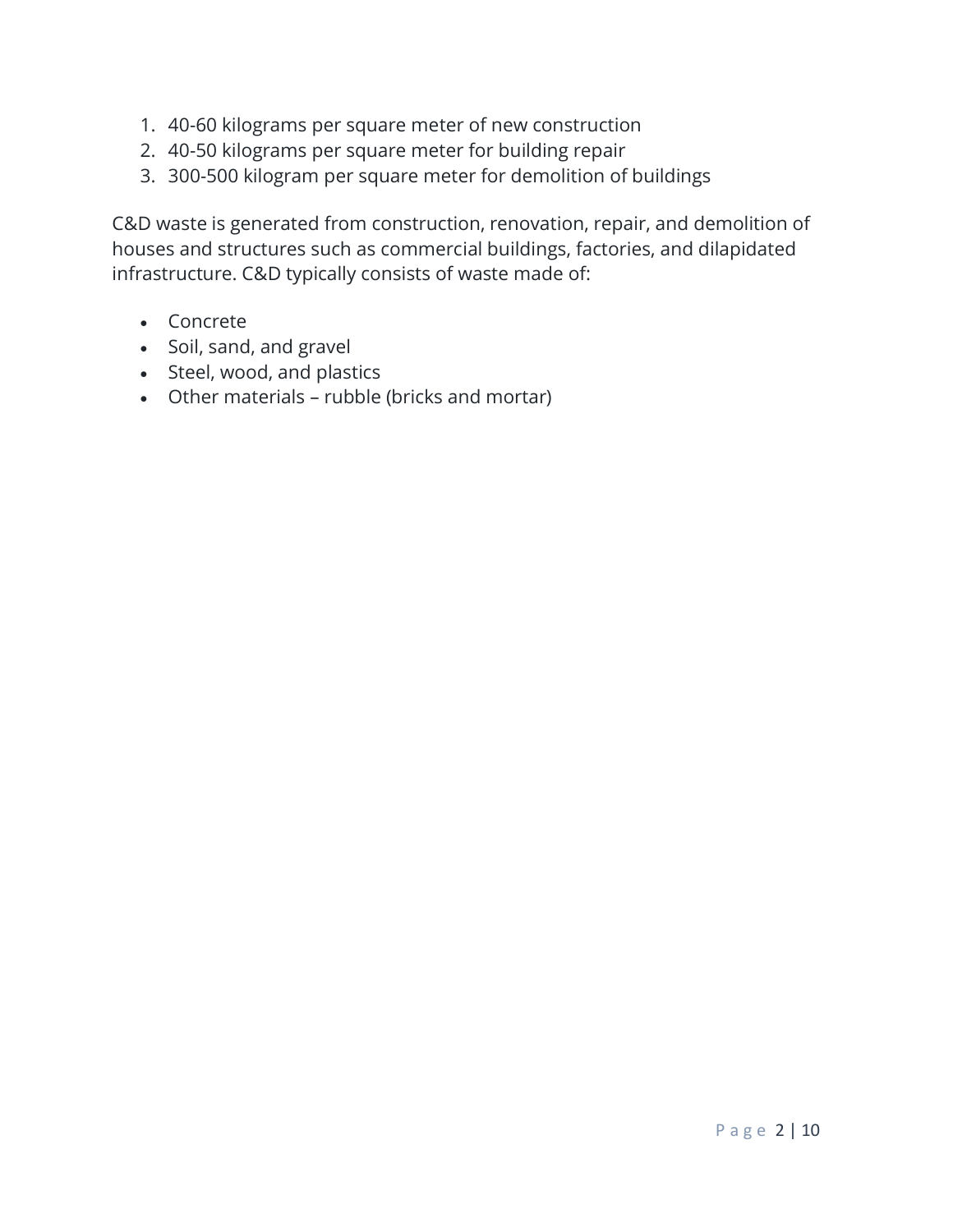1. 40-60 kilograms per square meter of new construction
2. 40-50 kilograms per square meter for building repair
3. 300-500 kilogram per square meter for demolition of buildings

C&D waste is generated from construction, renovation, repair, and demolition of houses and structures such as commercial buildings, factories, and dilapidated infrastructure. C&D typically consists of waste made of:

- Concrete
- Soil, sand, and gravel
- Steel, wood, and plastics
- Other materials – rubble (bricks and mortar)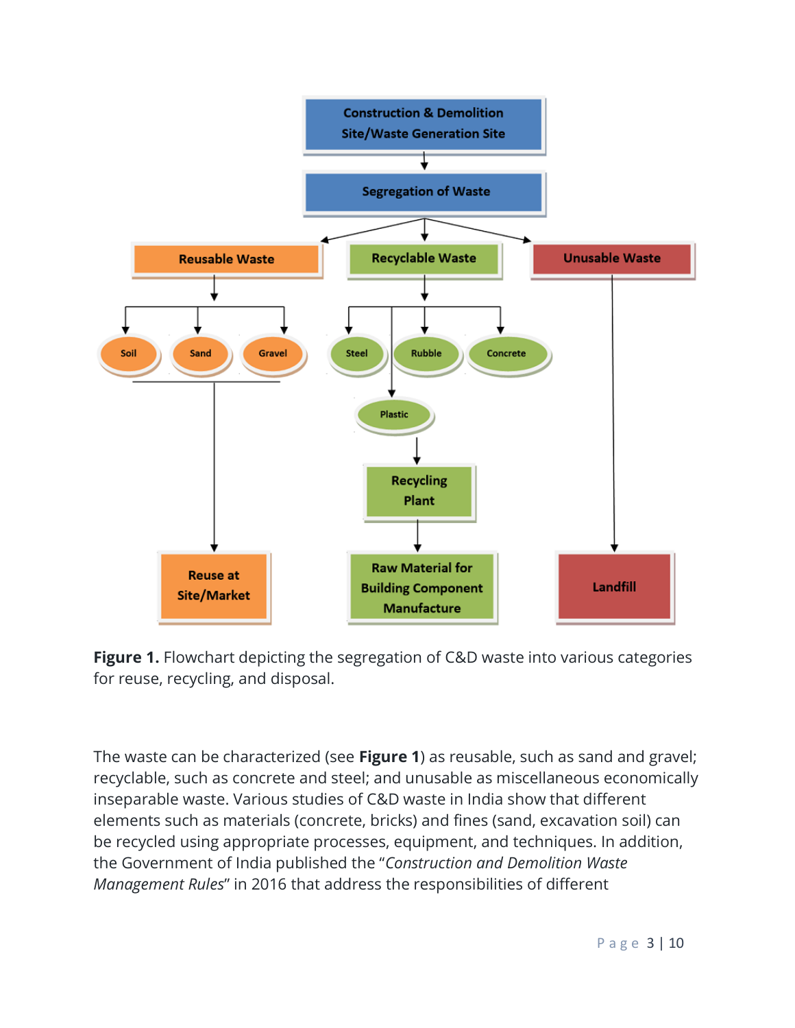**Figure 1.** Flowchart depicting the segregation of C&D waste into various categories for reuse, recycling, and disposal.

The waste can be characterized (see **Figure 1**) as reusable, such as sand and gravel; recyclable, such as concrete and steel; and unusable as miscellaneous economically inseparable waste. Various studies of C&D waste in India show that different elements such as materials (concrete, bricks) and fines (sand, excavation soil) can be recycled using appropriate processes, equipment, and techniques. In addition, the Government of India published the "*Construction and Demolition Waste Management Rules*" in 2016 that address the responsibilities of different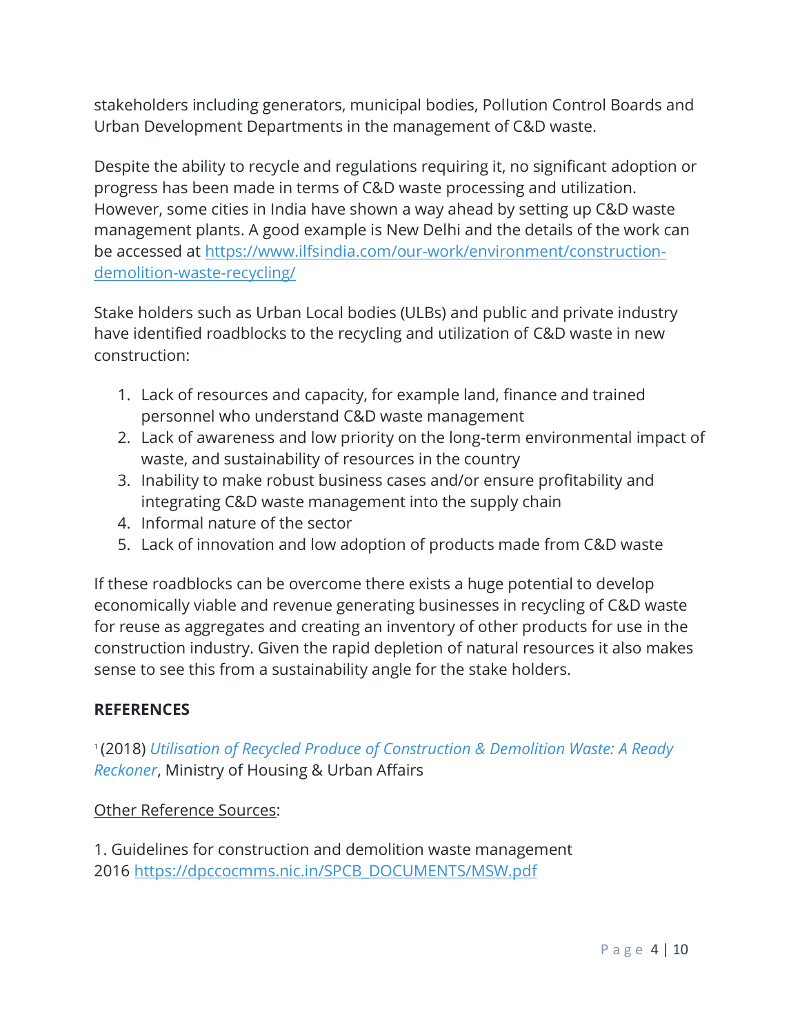stakeholders including generators, municipal bodies, Pollution Control Boards and Urban Development Departments in the management of C&D waste.

Despite the ability to recycle and regulations requiring it, no significant adoption or progress has been made in terms of C&D waste processing and utilization. However, some cities in India have shown a way ahead by setting up C&D waste management plants. A good example is New Delhi and the details of the work can be accessed at https://www.ilfsindia.com/our-work/environment/construction-demolition-waste-recycling/

Stake holders such as Urban Local bodies (ULBs) and public and private industry have identified roadblocks to the recycling and utilization of C&D waste in new construction:

1. Lack of resources and capacity, for example land, finance and trained personnel who understand C&D waste management
2. Lack of awareness and low priority on the long-term environmental impact of waste, and sustainability of resources in the country
3. Inability to make robust business cases and/or ensure profitability and integrating C&D waste management into the supply chain
4. Informal nature of the sector
5. Lack of innovation and low adoption of products made from C&D waste

If these roadblocks can be overcome there exists a huge potential to develop economically viable and revenue generating businesses in recycling of C&D waste for reuse as aggregates and creating an inventory of other products for use in the construction industry. Given the rapid depletion of natural resources it also makes sense to see this from a sustainability angle for the stake holders.

**REFERENCES**

[1] (2018) *Utilisation of Recycled Produce of Construction & Demolition Waste: A Ready Reckoner*, Ministry of Housing & Urban Affairs

Other Reference Sources:

1. Guidelines for construction and demolition waste management 2016 https://dpccocmms.nic.in/SPCB_DOCUMENTS/MSW.pdf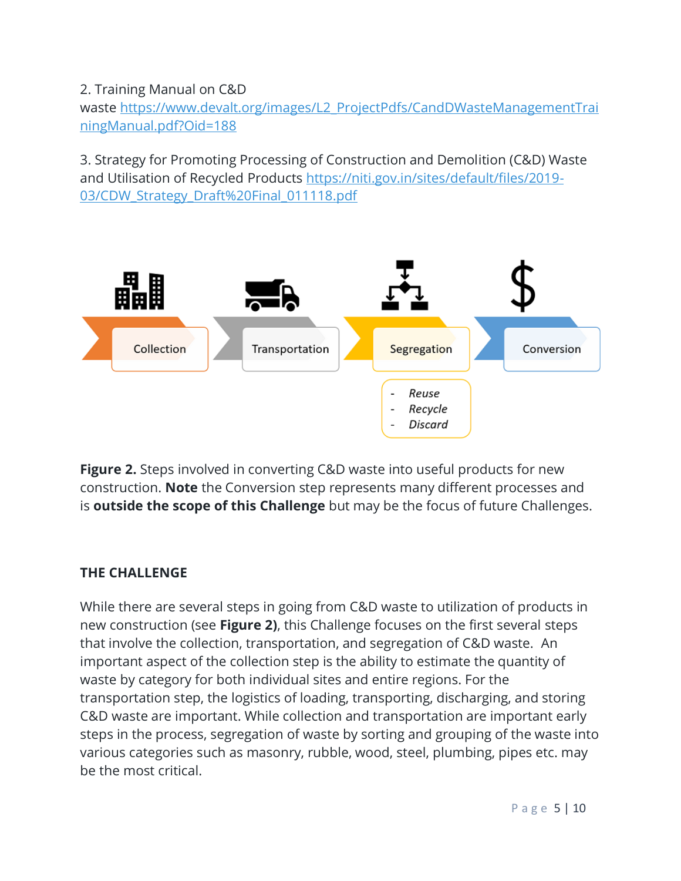2. Training Manual on C&D waste https://www.devalt.org/images/L2_ProjectPdfs/CandDWasteManagementTrainingManual.pdf?Oid=188

3. Strategy for Promoting Processing of Construction and Demolition (C&D) Waste and Utilisation of Recycled Products https://niti.gov.in/sites/default/files/2019-03/CDW_Strategy_Draft%20Final_011118.pdf

Collection → Transportation → Segregation → Conversion

- *Reuse*
- *Recycle*
- *Discard*

**Figure 2.** Steps involved in converting C&D waste into useful products for new construction. **Note** the Conversion step represents many different processes and is **outside the scope of this Challenge** but may be the focus of future Challenges.

## THE CHALLENGE

While there are several steps in going from C&D waste to utilization of products in new construction (see **Figure 2)**, this Challenge focuses on the first several steps that involve the collection, transportation, and segregation of C&D waste. An important aspect of the collection step is the ability to estimate the quantity of waste by category for both individual sites and entire regions. For the transportation step, the logistics of loading, transporting, discharging, and storing C&D waste are important. While collection and transportation are important early steps in the process, segregation of waste by sorting and grouping of the waste into various categories such as masonry, rubble, wood, steel, plumbing, pipes etc. may be the most critical.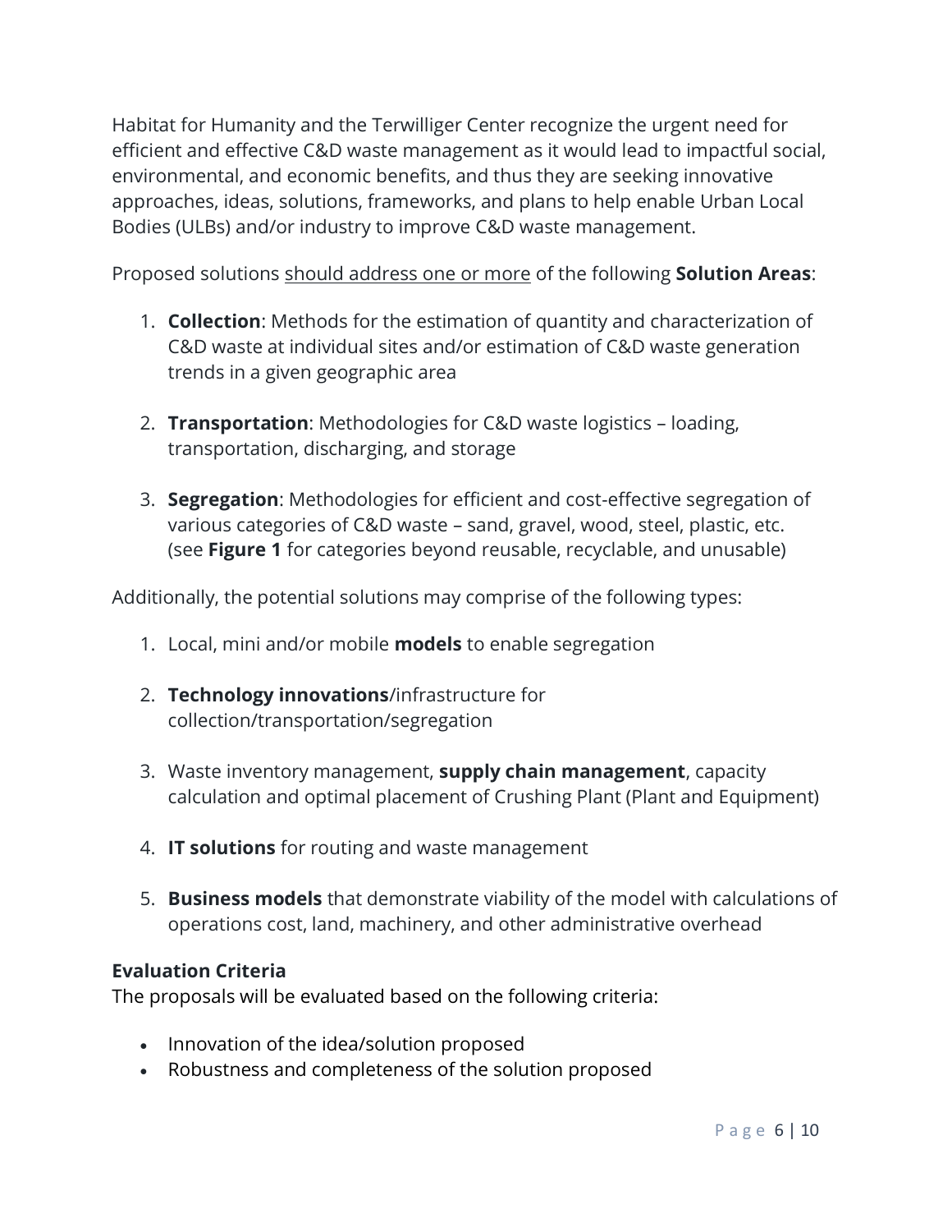Habitat for Humanity and the Terwilliger Center recognize the urgent need for efficient and effective C&D waste management as it would lead to impactful social, environmental, and economic benefits, and thus they are seeking innovative approaches, ideas, solutions, frameworks, and plans to help enable Urban Local Bodies (ULBs) and/or industry to improve C&D waste management.

Proposed solutions <u>should address one or more</u> of the following **Solution Areas**:

1. **Collection**: Methods for the estimation of quantity and characterization of C&D waste at individual sites and/or estimation of C&D waste generation trends in a given geographic area

2. **Transportation**: Methodologies for C&D waste logistics – loading, transportation, discharging, and storage

3. **Segregation**: Methodologies for efficient and cost-effective segregation of various categories of C&D waste – sand, gravel, wood, steel, plastic, etc. (see **Figure 1** for categories beyond reusable, recyclable, and unusable)

Additionally, the potential solutions may comprise of the following types:

1. Local, mini and/or mobile **models** to enable segregation

2. **Technology innovations**/infrastructure for collection/transportation/segregation

3. Waste inventory management, **supply chain management**, capacity calculation and optimal placement of Crushing Plant (Plant and Equipment)

4. **IT solutions** for routing and waste management

5. **Business models** that demonstrate viability of the model with calculations of operations cost, land, machinery, and other administrative overhead

**Evaluation Criteria**

The proposals will be evaluated based on the following criteria:

- Innovation of the idea/solution proposed
- Robustness and completeness of the solution proposed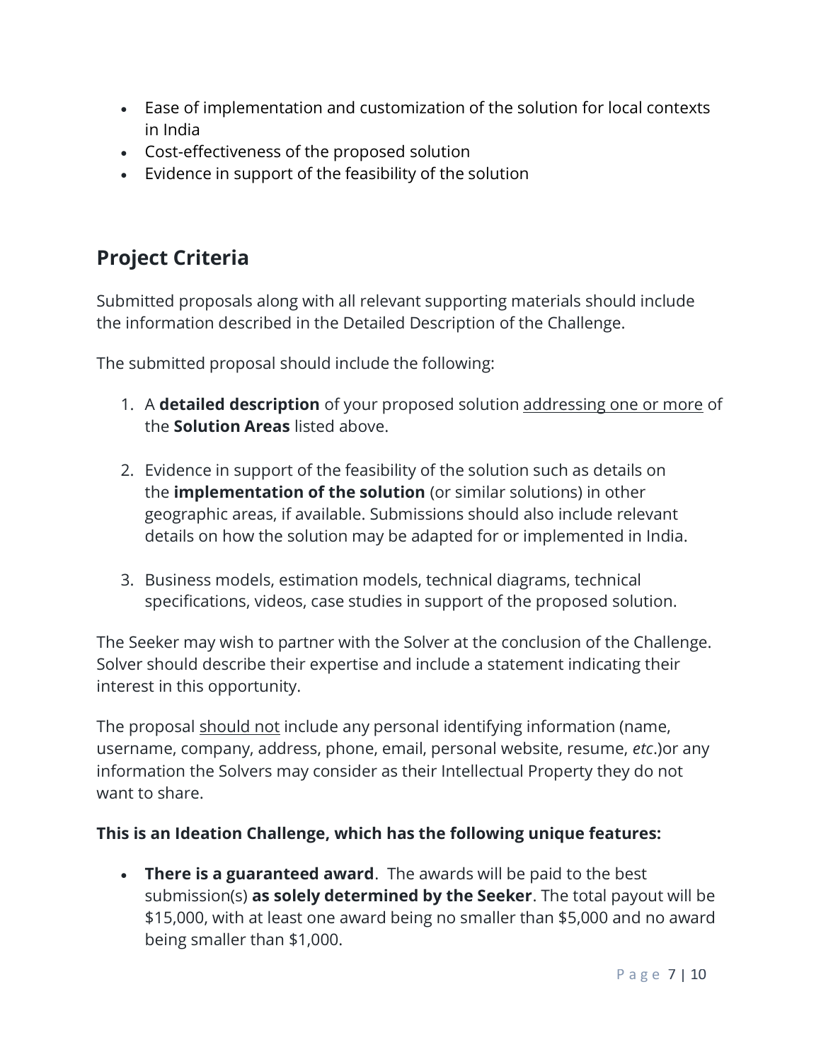- Ease of implementation and customization of the solution for local contexts in India
- Cost-effectiveness of the proposed solution
- Evidence in support of the feasibility of the solution

## Project Criteria

Submitted proposals along with all relevant supporting materials should include the information described in the Detailed Description of the Challenge.

The submitted proposal should include the following:

1. A **detailed description** of your proposed solution <u>addressing one or more</u> of the **Solution Areas** listed above.

2. Evidence in support of the feasibility of the solution such as details on the **implementation of the solution** (or similar solutions) in other geographic areas, if available. Submissions should also include relevant details on how the solution may be adapted for or implemented in India.

3. Business models, estimation models, technical diagrams, technical specifications, videos, case studies in support of the proposed solution.

The Seeker may wish to partner with the Solver at the conclusion of the Challenge. Solver should describe their expertise and include a statement indicating their interest in this opportunity.

The proposal <u>should not</u> include any personal identifying information (name, username, company, address, phone, email, personal website, resume, *etc*.)or any information the Solvers may consider as their Intellectual Property they do not want to share.

**This is an Ideation Challenge, which has the following unique features:**

- **There is a guaranteed award**. The awards will be paid to the best submission(s) **as solely determined by the Seeker**. The total payout will be $15,000, with at least one award being no smaller than $5,000 and no award being smaller than $1,000.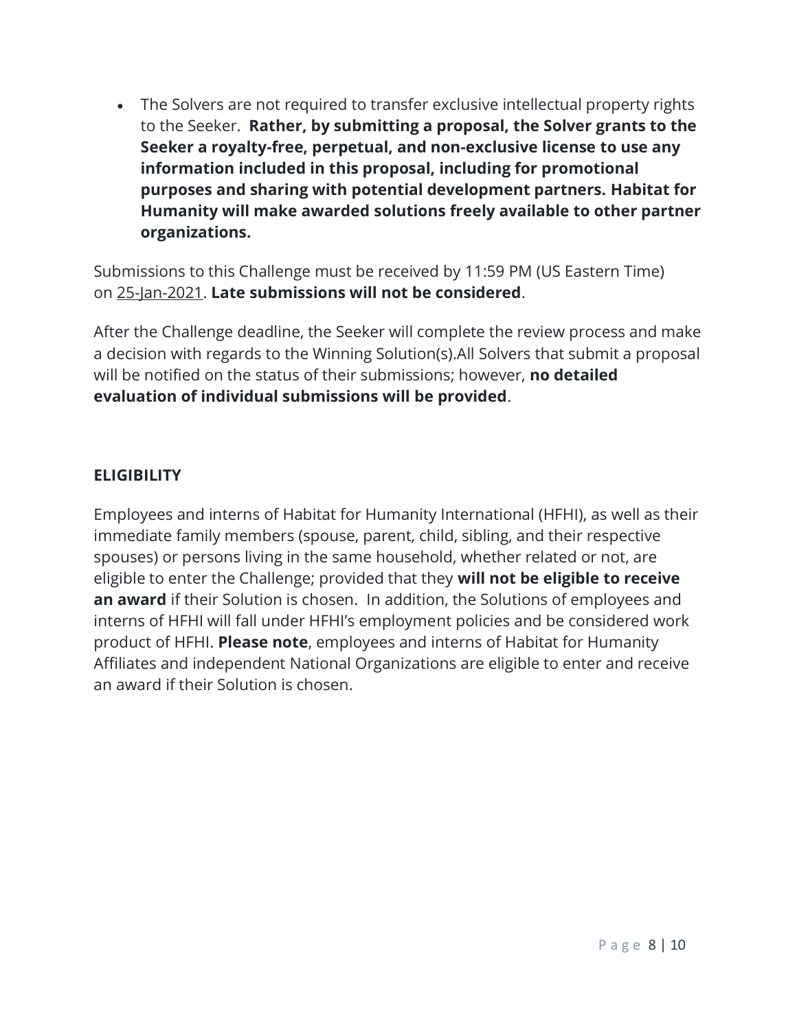- The Solvers are not required to transfer exclusive intellectual property rights to the Seeker. **Rather, by submitting a proposal, the Solver grants to the Seeker a royalty-free, perpetual, and non-exclusive license to use any information included in this proposal, including for promotional purposes and sharing with potential development partners. Habitat for Humanity will make awarded solutions freely available to other partner organizations.**

Submissions to this Challenge must be received by 11:59 PM (US Eastern Time) on 25-Jan-2021. **Late submissions will not be considered**.

After the Challenge deadline, the Seeker will complete the review process and make a decision with regards to the Winning Solution(s).All Solvers that submit a proposal will be notified on the status of their submissions; however, **no detailed evaluation of individual submissions will be provided**.

## ELIGIBILITY

Employees and interns of Habitat for Humanity International (HFHI), as well as their immediate family members (spouse, parent, child, sibling, and their respective spouses) or persons living in the same household, whether related or not, are eligible to enter the Challenge; provided that they **will not be eligible to receive an award** if their Solution is chosen. In addition, the Solutions of employees and interns of HFHI will fall under HFHI's employment policies and be considered work product of HFHI. **Please note**, employees and interns of Habitat for Humanity Affiliates and independent National Organizations are eligible to enter and receive an award if their Solution is chosen.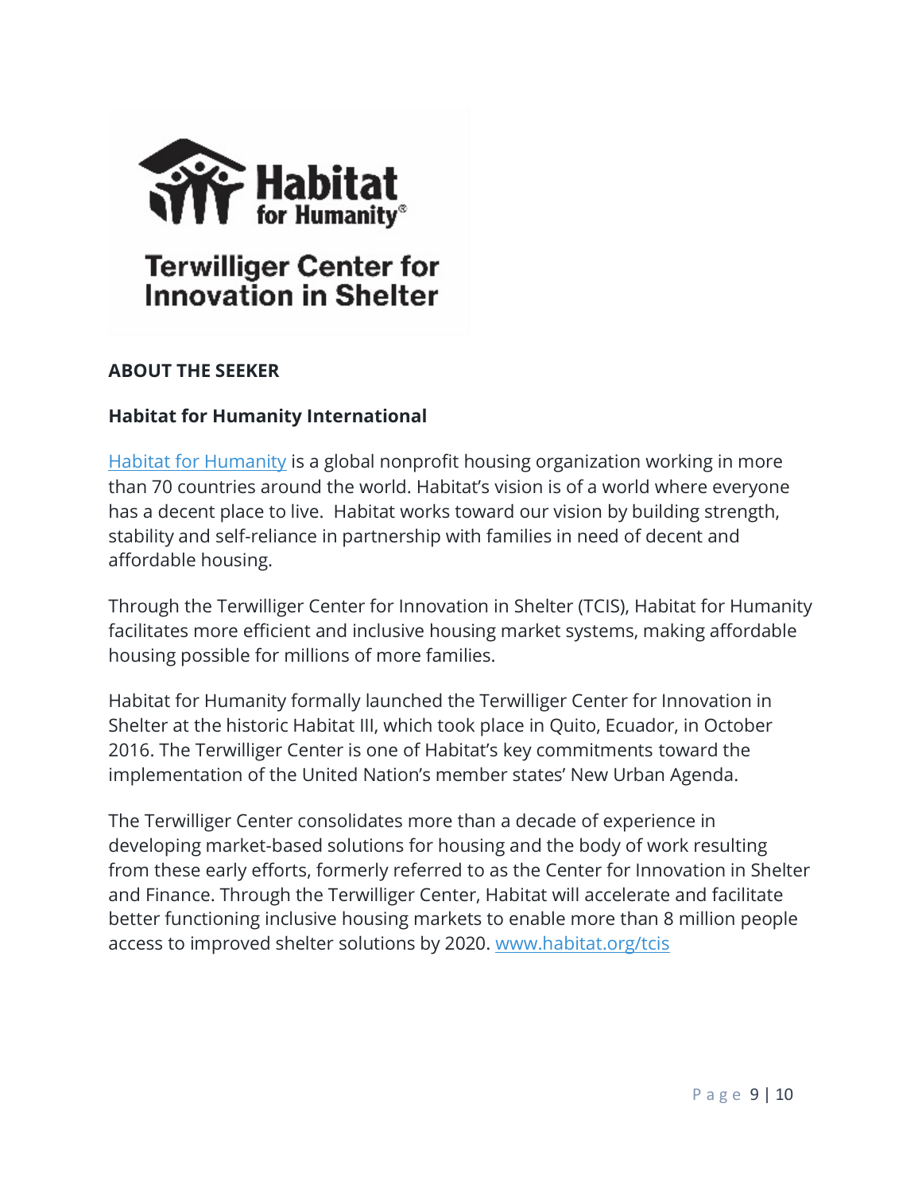## ABOUT THE SEEKER

### Habitat for Humanity International

[Habitat for Humanity](https://www.habitat.org) is a global nonprofit housing organization working in more than 70 countries around the world. Habitat's vision is of a world where everyone has a decent place to live. Habitat works toward our vision by building strength, stability and self-reliance in partnership with families in need of decent and affordable housing.

Through the Terwilliger Center for Innovation in Shelter (TCIS), Habitat for Humanity facilitates more efficient and inclusive housing market systems, making affordable housing possible for millions of more families.

Habitat for Humanity formally launched the Terwilliger Center for Innovation in Shelter at the historic Habitat III, which took place in Quito, Ecuador, in October 2016. The Terwilliger Center is one of Habitat's key commitments toward the implementation of the United Nation's member states' New Urban Agenda.

The Terwilliger Center consolidates more than a decade of experience in developing market-based solutions for housing and the body of work resulting from these early efforts, formerly referred to as the Center for Innovation in Shelter and Finance. Through the Terwilliger Center, Habitat will accelerate and facilitate better functioning inclusive housing markets to enable more than 8 million people access to improved shelter solutions by 2020. [www.habitat.org/tcis](http://www.habitat.org/tcis)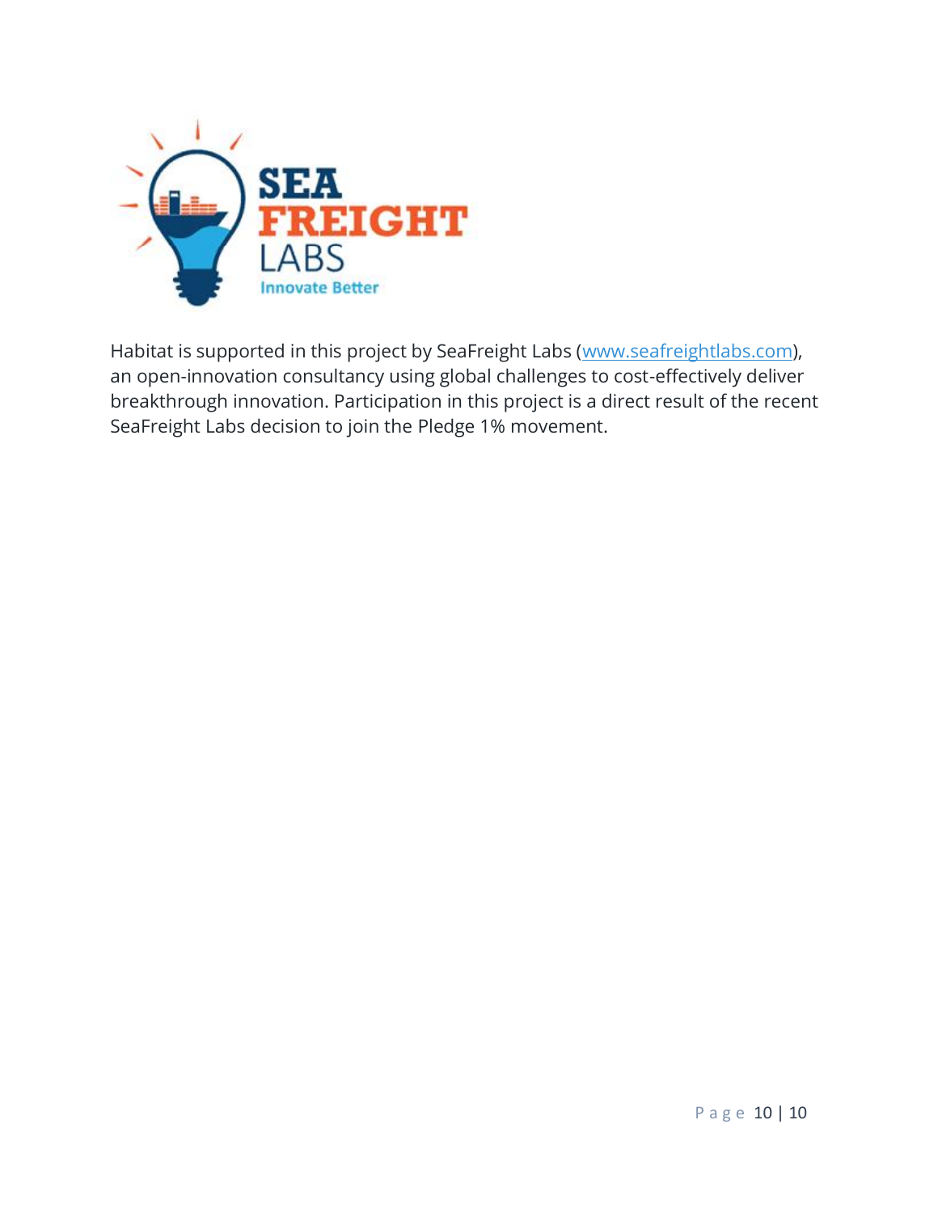Habitat is supported in this project by SeaFreight Labs ([www.seafreightlabs.com](http://www.seafreightlabs.com)), an open-innovation consultancy using global challenges to cost-effectively deliver breakthrough innovation. Participation in this project is a direct result of the recent SeaFreight Labs decision to join the Pledge 1% movement.